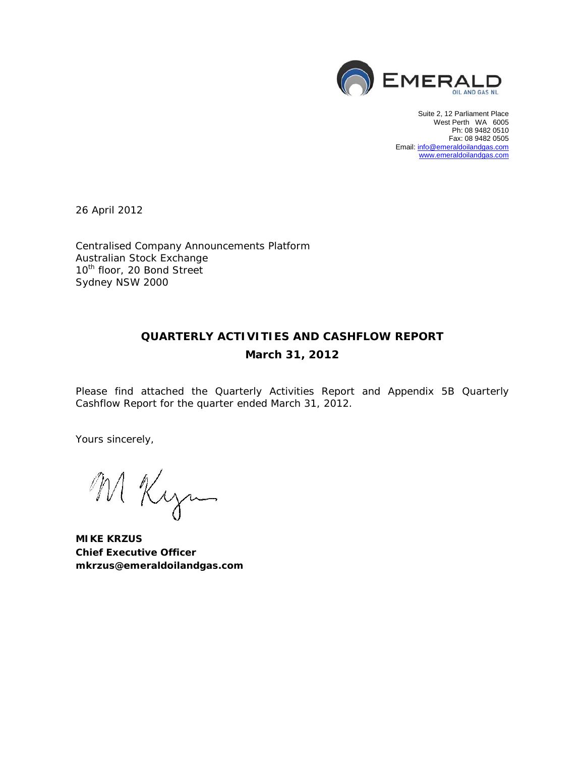EMERALD
OIL AND GAS NL

Suite 2, 12 Parliament Place
West Perth WA 6005
Ph: 08 9482 0510
Fax: 08 9482 0505
Email: info@emeraldoilandgas.com
www.emeraldoilandgas.com

26 April 2012

Centralised Company Announcements Platform
Australian Stock Exchange
10th floor, 20 Bond Street
Sydney NSW 2000

## QUARTERLY ACTIVITIES AND CASHFLOW REPORT

## March 31, 2012

Please find attached the Quarterly Activities Report and Appendix 5B Quarterly Cashflow Report for the quarter ended March 31, 2012.

Yours sincerely,

**MIKE KRZUS**
**Chief Executive Officer**
**mkrzus@emeraldoilandgas.com**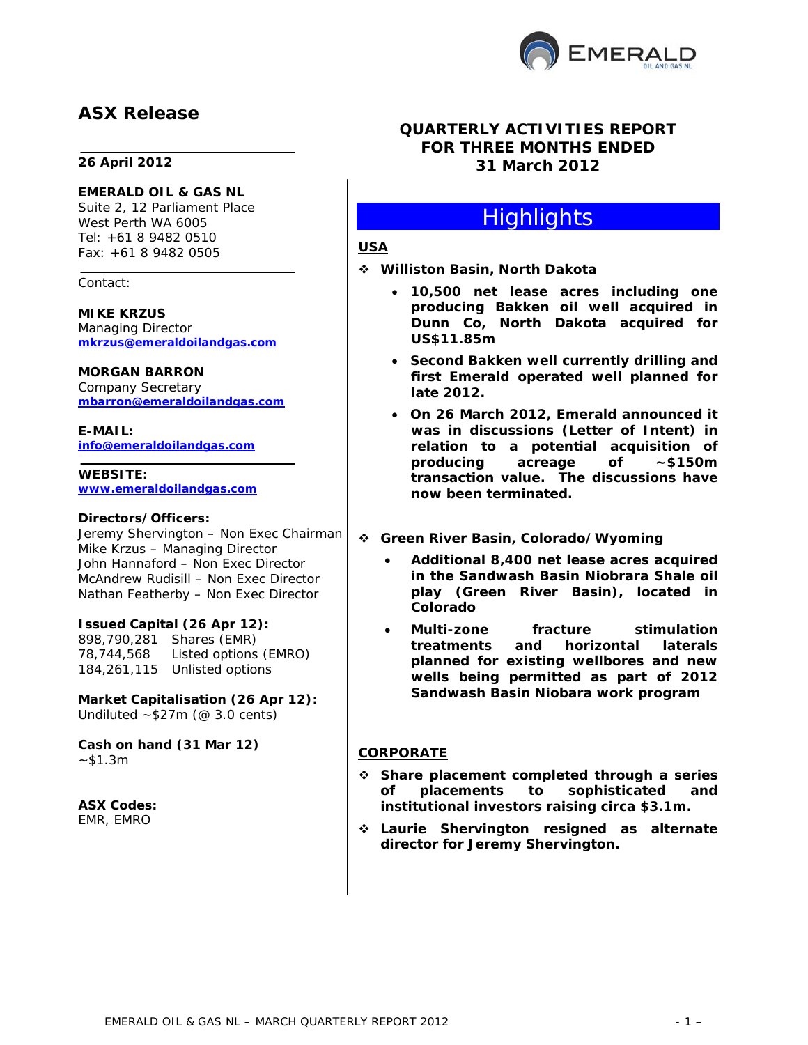# ASX Release

**26 April 2012**

**EMERALD OIL & GAS NL**
Suite 2, 12 Parliament Place
West Perth WA 6005
Tel: +61 8 9482 0510
Fax: +61 8 9482 0505

Contact:

**MIKE KRZUS**
Managing Director
**mkrzus@emeraldoilandgas.com**

**MORGAN BARRON**
Company Secretary
**mbarron@emeraldoilandgas.com**

**E-MAIL:**
**info@emeraldoilandgas.com**

**WEBSITE:**
**www.emeraldoilandgas.com**

**Directors/Officers:**
Jeremy Shervington – Non Exec Chairman
Mike Krzus – Managing Director
John Hannaford – Non Exec Director
McAndrew Rudisill – Non Exec Director
Nathan Featherby – Non Exec Director

**Issued Capital (26 Apr 12):**
898,790,281 Shares (EMR)
78,744,568 Listed options (EMRO)
184,261,115 Unlisted options

**Market Capitalisation (26 Apr 12):**
Undiluted ~$27m (@ 3.0 cents)

**Cash on hand (31 Mar 12)**
~$1.3m

**ASX Codes:**
EMR, EMRO

## QUARTERLY ACTIVITIES REPORT FOR THREE MONTHS ENDED 31 March 2012

## Highlights

### USA

- **Williston Basin, North Dakota**
  - **10,500 net lease acres including one producing Bakken oil well acquired in Dunn Co, North Dakota acquired for US$11.85m**
  - **Second Bakken well currently drilling and first Emerald operated well planned for late 2012.**
  - **On 26 March 2012, Emerald announced it was in discussions (Letter of Intent) in relation to a potential acquisition of producing acreage of ~$150m transaction value. The discussions have now been terminated.**

- **Green River Basin, Colorado/Wyoming**
  - **Additional 8,400 net lease acres acquired in the Sandwash Basin Niobrara Shale oil play (Green River Basin), located in Colorado**
  - **Multi-zone fracture stimulation treatments and horizontal laterals planned for existing wellbores and new wells being permitted as part of 2012 Sandwash Basin Niobara work program**

### CORPORATE

- **Share placement completed through a series of placements to sophisticated and institutional investors raising circa $3.1m.**
- **Laurie Shervington resigned as alternate director for Jeremy Shervington.**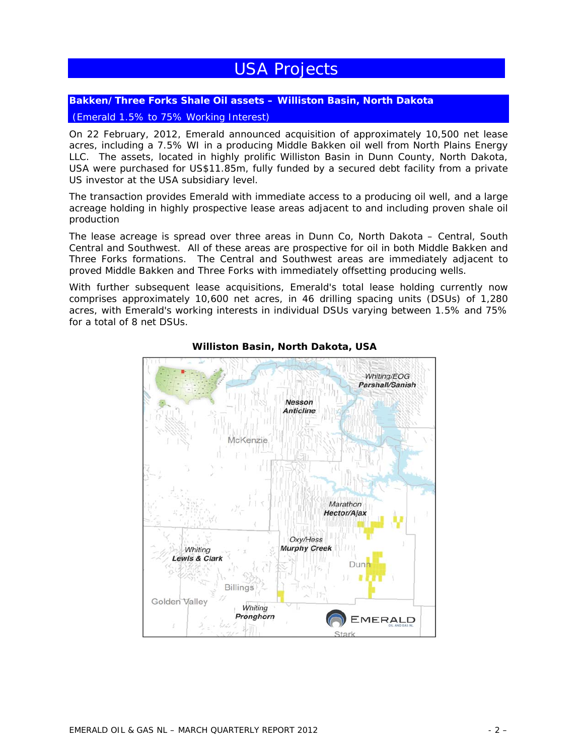# USA Projects

## Bakken/Three Forks Shale Oil assets – Williston Basin, North Dakota

(Emerald 1.5% to 75% Working Interest)

On 22 February, 2012, Emerald announced acquisition of approximately 10,500 net lease acres, including a 7.5% WI in a producing Middle Bakken oil well from North Plains Energy LLC. The assets, located in highly prolific Williston Basin in Dunn County, North Dakota, USA were purchased for US$11.85m, fully funded by a secured debt facility from a private US investor at the USA subsidiary level.

The transaction provides Emerald with immediate access to a producing oil well, and a large acreage holding in highly prospective lease areas adjacent to and including proven shale oil production

The lease acreage is spread over three areas in Dunn Co, North Dakota – Central, South Central and Southwest. All of these areas are prospective for oil in both Middle Bakken and Three Forks formations. The Central and Southwest areas are immediately adjacent to proved Middle Bakken and Three Forks with immediately offsetting producing wells.

With further subsequent lease acquisitions, Emerald's total lease holding currently now comprises approximately 10,600 net acres, in 46 drilling spacing units (DSUs) of 1,280 acres, with Emerald's working interests in individual DSUs varying between 1.5% and 75% for a total of 8 net DSUs.

**Williston Basin, North Dakota, USA**

Whiting/EOG
Parshall/Sanish
Nesson
Anticline
McKenzie
Marathon
Hector/Ajax
Oxy/Hess
Murphy Creek
Whiting
Lewis & Clark
Dunn
Billings
Golden Valley
Whiting
Pronghorn
EMERALD OIL AND GAS NL
Stark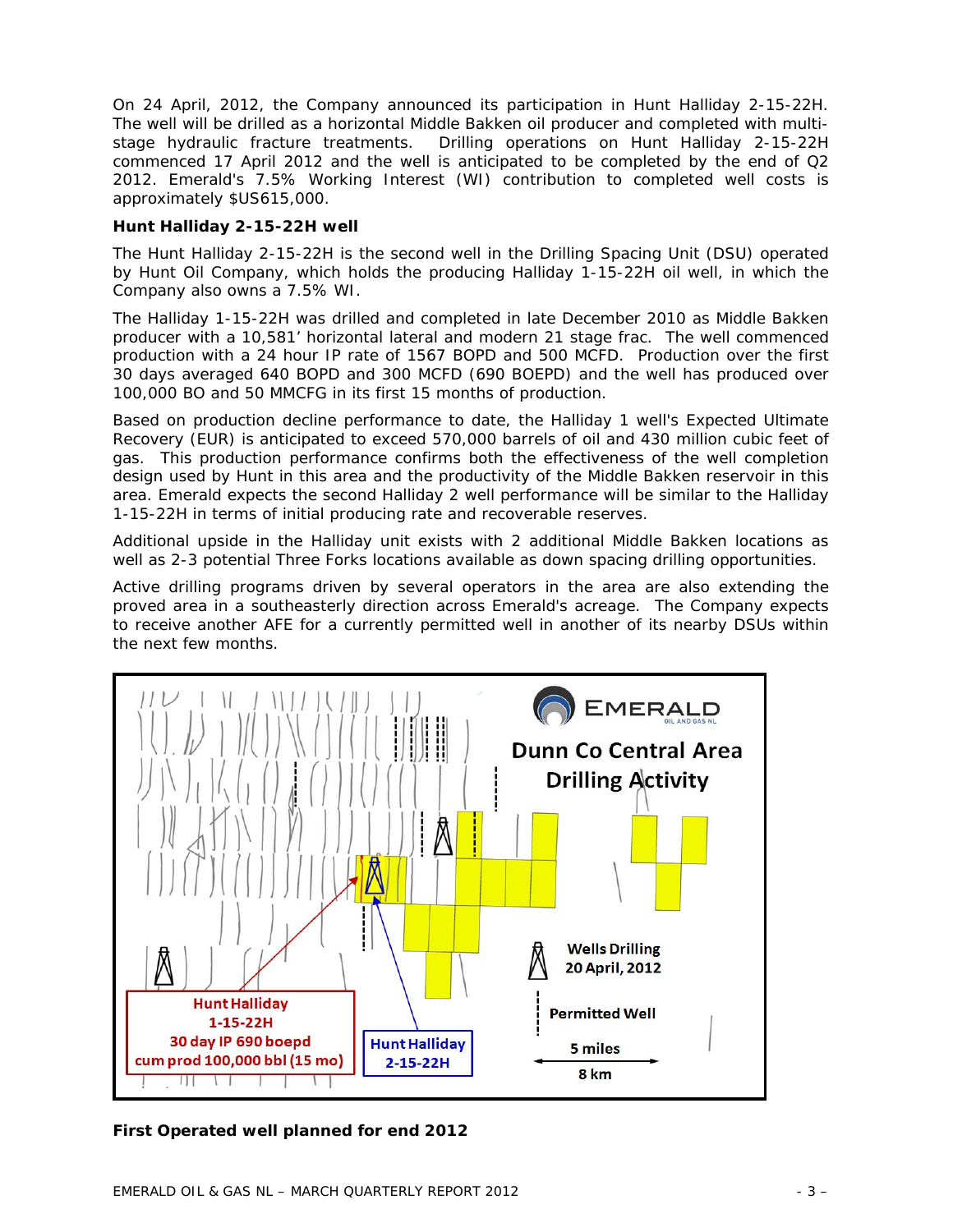On 24 April, 2012, the Company announced its participation in Hunt Halliday 2-15-22H. The well will be drilled as a horizontal Middle Bakken oil producer and completed with multi-stage hydraulic fracture treatments. Drilling operations on Hunt Halliday 2-15-22H commenced 17 April 2012 and the well is anticipated to be completed by the end of Q2 2012. Emerald's 7.5% Working Interest (WI) contribution to completed well costs is approximately $US615,000.

**Hunt Halliday 2-15-22H well**

The Hunt Halliday 2-15-22H is the second well in the Drilling Spacing Unit (DSU) operated by Hunt Oil Company, which holds the producing Halliday 1-15-22H oil well, in which the Company also owns a 7.5% WI.

The Halliday 1-15-22H was drilled and completed in late December 2010 as Middle Bakken producer with a 10,581' horizontal lateral and modern 21 stage frac. The well commenced production with a 24 hour IP rate of 1567 BOPD and 500 MCFD. Production over the first 30 days averaged 640 BOPD and 300 MCFD (690 BOEPD) and the well has produced over 100,000 BO and 50 MMCFG in its first 15 months of production.

Based on production decline performance to date, the Halliday 1 well's Expected Ultimate Recovery (EUR) is anticipated to exceed 570,000 barrels of oil and 430 million cubic feet of gas. This production performance confirms both the effectiveness of the well completion design used by Hunt in this area and the productivity of the Middle Bakken reservoir in this area. Emerald expects the second Halliday 2 well performance will be similar to the Halliday 1-15-22H in terms of initial producing rate and recoverable reserves.

Additional upside in the Halliday unit exists with 2 additional Middle Bakken locations as well as 2-3 potential Three Forks locations available as down spacing drilling opportunities.

Active drilling programs driven by several operators in the area are also extending the proved area in a southeasterly direction across Emerald's acreage. The Company expects to receive another AFE for a currently permitted well in another of its nearby DSUs within the next few months.

EMERALD OIL AND GAS NL

Dunn Co Central Area Drilling Activity

Wells Drilling 20 April, 2012

Permitted Well

5 miles

8 km

Hunt Halliday 1-15-22H
30 day IP 690 boepd
cum prod 100,000 bbl (15 mo)

Hunt Halliday 2-15-22H

**First Operated well planned for end 2012**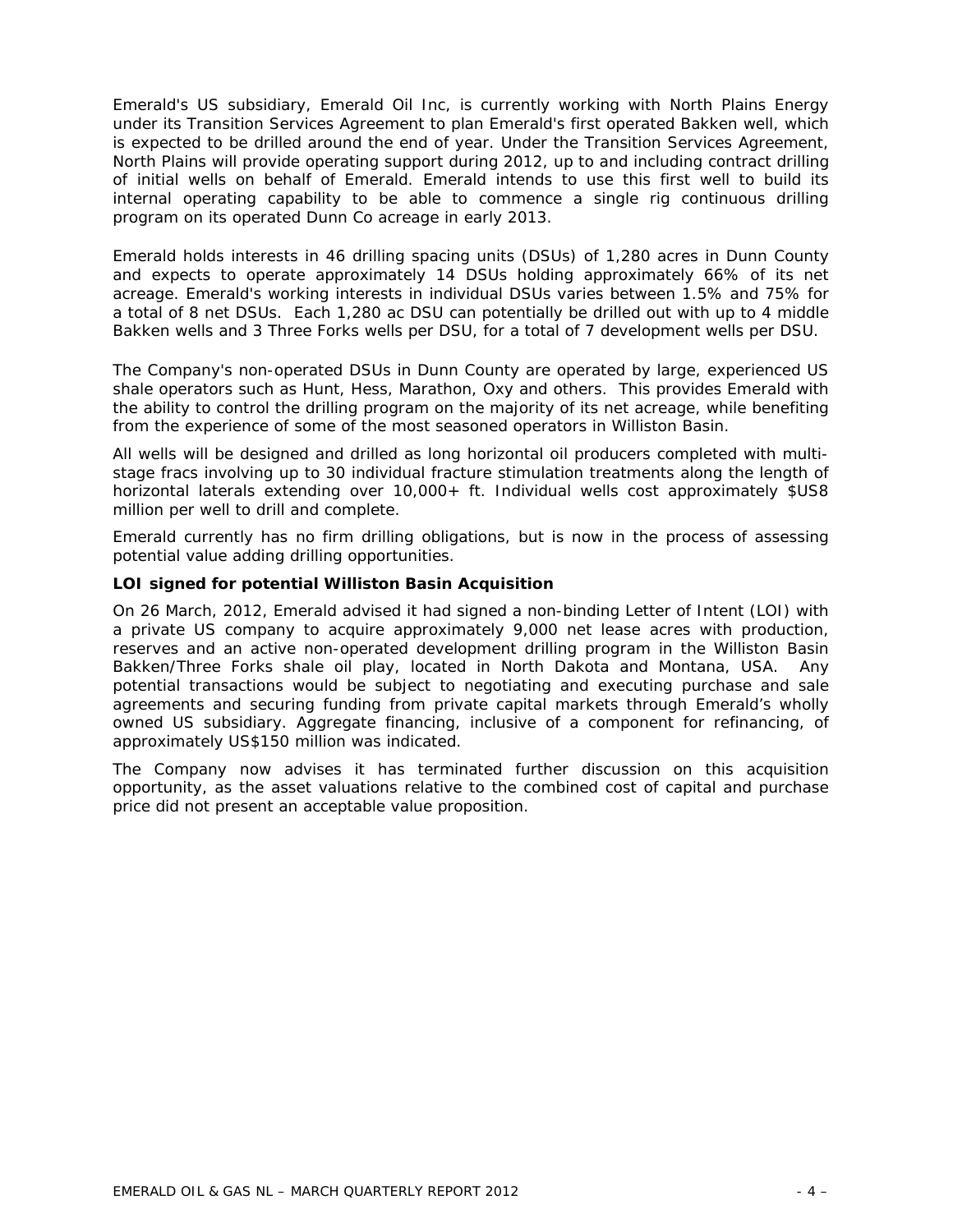Emerald's US subsidiary, Emerald Oil Inc, is currently working with North Plains Energy under its Transition Services Agreement to plan Emerald's first operated Bakken well, which is expected to be drilled around the end of year. Under the Transition Services Agreement, North Plains will provide operating support during 2012, up to and including contract drilling of initial wells on behalf of Emerald. Emerald intends to use this first well to build its internal operating capability to be able to commence a single rig continuous drilling program on its operated Dunn Co acreage in early 2013.

Emerald holds interests in 46 drilling spacing units (DSUs) of 1,280 acres in Dunn County and expects to operate approximately 14 DSUs holding approximately 66% of its net acreage. Emerald's working interests in individual DSUs varies between 1.5% and 75% for a total of 8 net DSUs. Each 1,280 ac DSU can potentially be drilled out with up to 4 middle Bakken wells and 3 Three Forks wells per DSU, for a total of 7 development wells per DSU.

The Company's non-operated DSUs in Dunn County are operated by large, experienced US shale operators such as Hunt, Hess, Marathon, Oxy and others. This provides Emerald with the ability to control the drilling program on the majority of its net acreage, while benefiting from the experience of some of the most seasoned operators in Williston Basin.

All wells will be designed and drilled as long horizontal oil producers completed with multi-stage fracs involving up to 30 individual fracture stimulation treatments along the length of horizontal laterals extending over 10,000+ ft. Individual wells cost approximately $US8 million per well to drill and complete.

Emerald currently has no firm drilling obligations, but is now in the process of assessing potential value adding drilling opportunities.

**LOI signed for potential Williston Basin Acquisition**

On 26 March, 2012, Emerald advised it had signed a non-binding Letter of Intent (LOI) with a private US company to acquire approximately 9,000 net lease acres with production, reserves and an active non-operated development drilling program in the Williston Basin Bakken/Three Forks shale oil play, located in North Dakota and Montana, USA. Any potential transactions would be subject to negotiating and executing purchase and sale agreements and securing funding from private capital markets through Emerald's wholly owned US subsidiary. Aggregate financing, inclusive of a component for refinancing, of approximately US$150 million was indicated.

The Company now advises it has terminated further discussion on this acquisition opportunity, as the asset valuations relative to the combined cost of capital and purchase price did not present an acceptable value proposition.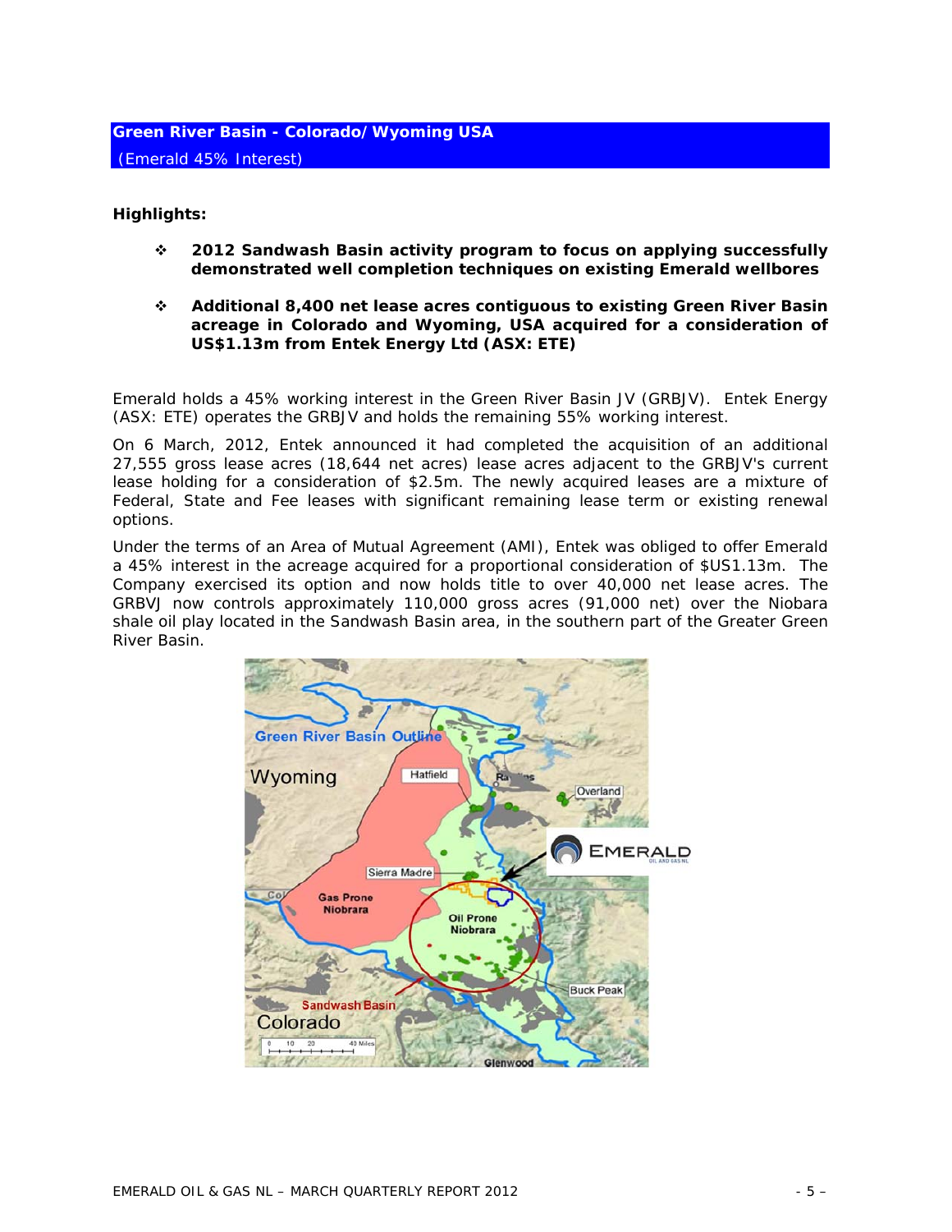## Green River Basin - Colorado/Wyoming USA

(Emerald 45% Interest)

**Highlights:**

- **2012 Sandwash Basin activity program to focus on applying successfully demonstrated well completion techniques on existing Emerald wellbores**
- **Additional 8,400 net lease acres contiguous to existing Green River Basin acreage in Colorado and Wyoming, USA acquired for a consideration of US$1.13m from Entek Energy Ltd (ASX: ETE)**

Emerald holds a 45% working interest in the Green River Basin JV (GRBJV). Entek Energy (ASX: ETE) operates the GRBJV and holds the remaining 55% working interest.

On 6 March, 2012, Entek announced it had completed the acquisition of an additional 27,555 gross lease acres (18,644 net acres) lease acres adjacent to the GRBJV's current lease holding for a consideration of $2.5m. The newly acquired leases are a mixture of Federal, State and Fee leases with significant remaining lease term or existing renewal options.

Under the terms of an Area of Mutual Agreement (AMI), Entek was obliged to offer Emerald a 45% interest in the acreage acquired for a proportional consideration of $US1.13m. The Company exercised its option and now holds title to over 40,000 net lease acres. The GRBVJ now controls approximately 110,000 gross acres (91,000 net) over the Niobara shale oil play located in the Sandwash Basin area, in the southern part of the Greater Green River Basin.

Green River Basin Outline
Wyoming
Hatfield
Rawlins
Overland
EMERALD
Sierra Madre
Gas Prone Niobrara
Oil Prone Niobrara
Buck Peak
Sandwash Basin
Colorado
0 10 20 40 Miles
Glenwood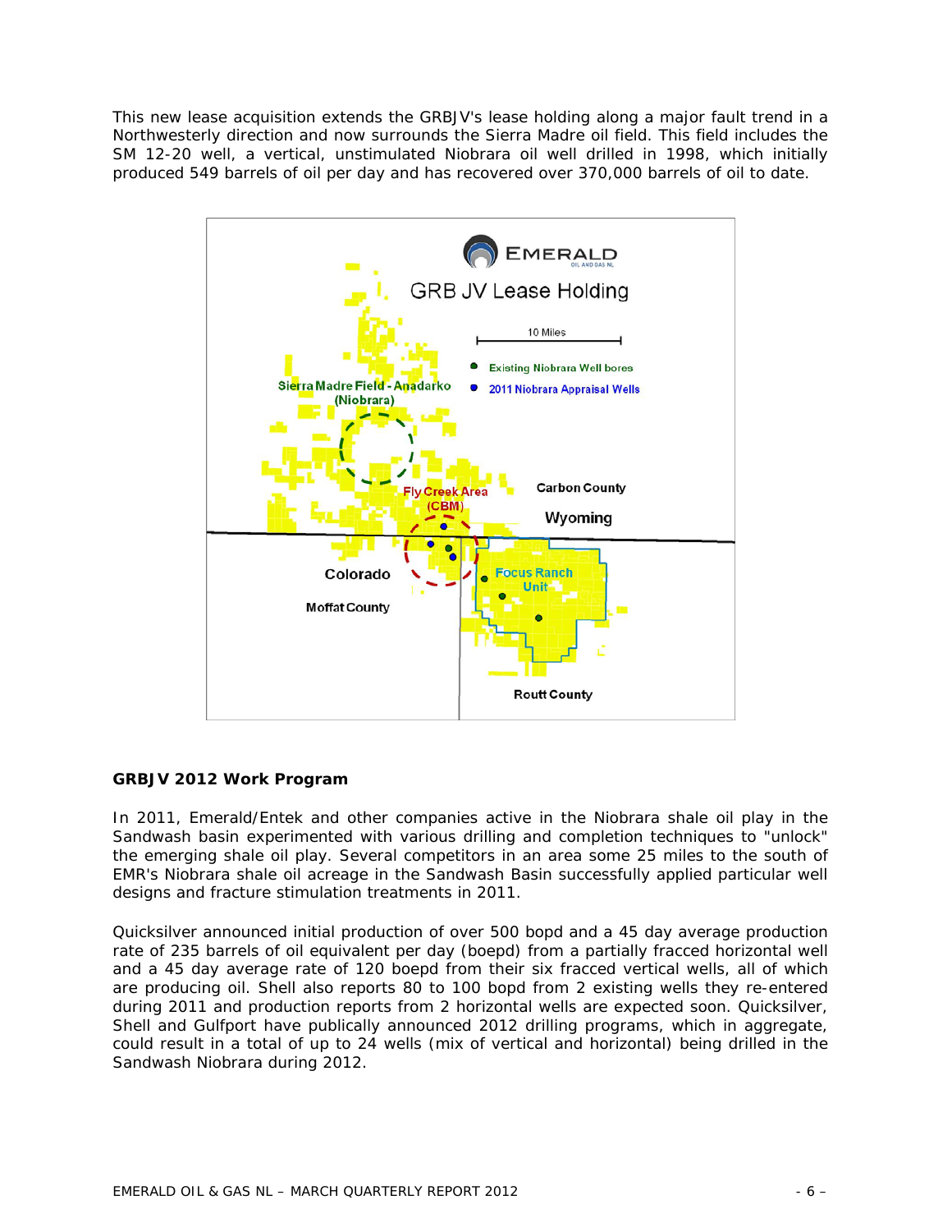This new lease acquisition extends the GRBJV's lease holding along a major fault trend in a Northwesterly direction and now surrounds the Sierra Madre oil field. This field includes the SM 12-20 well, a vertical, unstimulated Niobrara oil well drilled in 1998, which initially produced 549 barrels of oil per day and has recovered over 370,000 barrels of oil to date.

EMERALD OIL AND GAS NL

GRB JV Lease Holding

10 Miles

Existing Niobrara Well bores

2011 Niobrara Appraisal Wells

Sierra Madre Field - Anadarko (Niobrara)

Fly Creek Area (CBM)

Carbon County

Wyoming

Colorado

Moffat County

Focus Ranch Unit

Routt County

### GRBJV 2012 Work Program

In 2011, Emerald/Entek and other companies active in the Niobrara shale oil play in the Sandwash basin experimented with various drilling and completion techniques to "unlock" the emerging shale oil play. Several competitors in an area some 25 miles to the south of EMR's Niobrara shale oil acreage in the Sandwash Basin successfully applied particular well designs and fracture stimulation treatments in 2011.

Quicksilver announced initial production of over 500 bopd and a 45 day average production rate of 235 barrels of oil equivalent per day (boepd) from a partially fracced horizontal well and a 45 day average rate of 120 boepd from their six fracced vertical wells, all of which are producing oil. Shell also reports 80 to 100 bopd from 2 existing wells they re-entered during 2011 and production reports from 2 horizontal wells are expected soon. Quicksilver, Shell and Gulfport have publically announced 2012 drilling programs, which in aggregate, could result in a total of up to 24 wells (mix of vertical and horizontal) being drilled in the Sandwash Niobrara during 2012.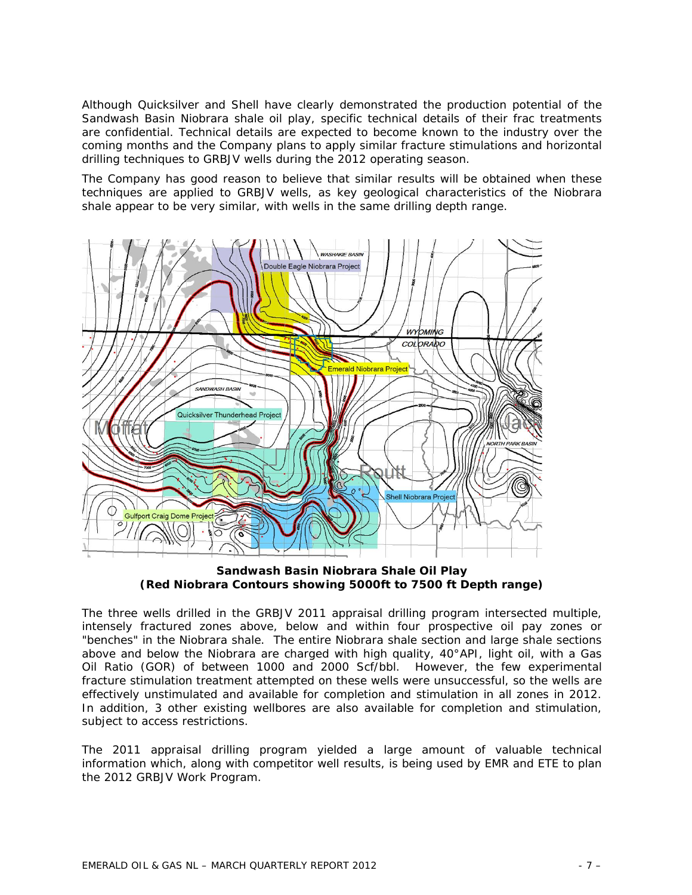Although Quicksilver and Shell have clearly demonstrated the production potential of the Sandwash Basin Niobrara shale oil play, specific technical details of their frac treatments are confidential. Technical details are expected to become known to the industry over the coming months and the Company plans to apply similar fracture stimulations and horizontal drilling techniques to GRBJV wells during the 2012 operating season.

The Company has good reason to believe that similar results will be obtained when these techniques are applied to GRBJV wells, as key geological characteristics of the Niobrara shale appear to be very similar, with wells in the same drilling depth range.

WASHAKIE BASIN

Double Eagle Niobrara Project

WYOMING

COLORADO

Emerald Niobrara Project

SANDWASH BASIN

Quicksilver Thunderhead Project

Moffat

Jack

NORTH PARK BASIN

Routt

Shell Niobrara Project

Gulfport Craig Dome Project

**Sandwash Basin Niobrara Shale Oil Play**
**(Red Niobrara Contours showing 5000ft to 7500 ft Depth range)**

The three wells drilled in the GRBJV 2011 appraisal drilling program intersected multiple, intensely fractured zones above, below and within four prospective oil pay zones or "benches" in the Niobrara shale. The entire Niobrara shale section and large shale sections above and below the Niobrara are charged with high quality, 40°API, light oil, with a Gas Oil Ratio (GOR) of between 1000 and 2000 Scf/bbl. However, the few experimental fracture stimulation treatment attempted on these wells were unsuccessful, so the wells are effectively unstimulated and available for completion and stimulation in all zones in 2012. In addition, 3 other existing wellbores are also available for completion and stimulation, subject to access restrictions.

The 2011 appraisal drilling program yielded a large amount of valuable technical information which, along with competitor well results, is being used by EMR and ETE to plan the 2012 GRBJV Work Program.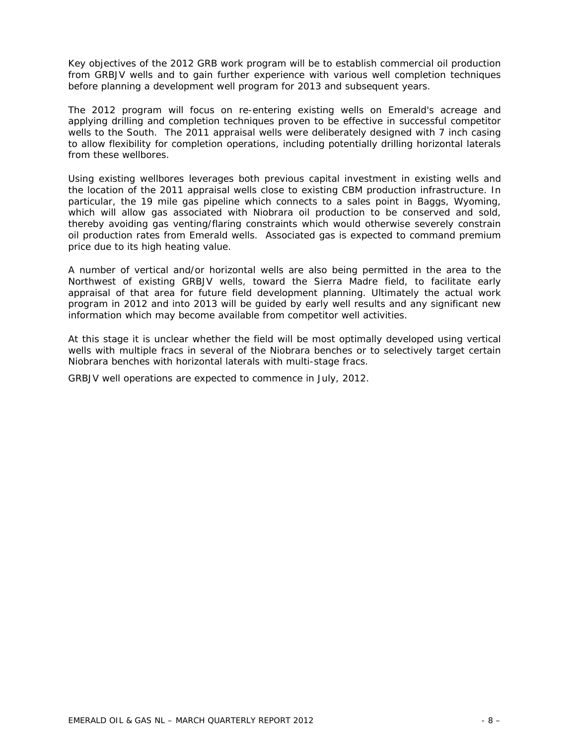Key objectives of the 2012 GRB work program will be to establish commercial oil production from GRBJV wells and to gain further experience with various well completion techniques before planning a development well program for 2013 and subsequent years.

The 2012 program will focus on re-entering existing wells on Emerald's acreage and applying drilling and completion techniques proven to be effective in successful competitor wells to the South. The 2011 appraisal wells were deliberately designed with 7 inch casing to allow flexibility for completion operations, including potentially drilling horizontal laterals from these wellbores.

Using existing wellbores leverages both previous capital investment in existing wells and the location of the 2011 appraisal wells close to existing CBM production infrastructure. In particular, the 19 mile gas pipeline which connects to a sales point in Baggs, Wyoming, which will allow gas associated with Niobrara oil production to be conserved and sold, thereby avoiding gas venting/flaring constraints which would otherwise severely constrain oil production rates from Emerald wells. Associated gas is expected to command premium price due to its high heating value.

A number of vertical and/or horizontal wells are also being permitted in the area to the Northwest of existing GRBJV wells, toward the Sierra Madre field, to facilitate early appraisal of that area for future field development planning. Ultimately the actual work program in 2012 and into 2013 will be guided by early well results and any significant new information which may become available from competitor well activities.

At this stage it is unclear whether the field will be most optimally developed using vertical wells with multiple fracs in several of the Niobrara benches or to selectively target certain Niobrara benches with horizontal laterals with multi-stage fracs.

GRBJV well operations are expected to commence in July, 2012.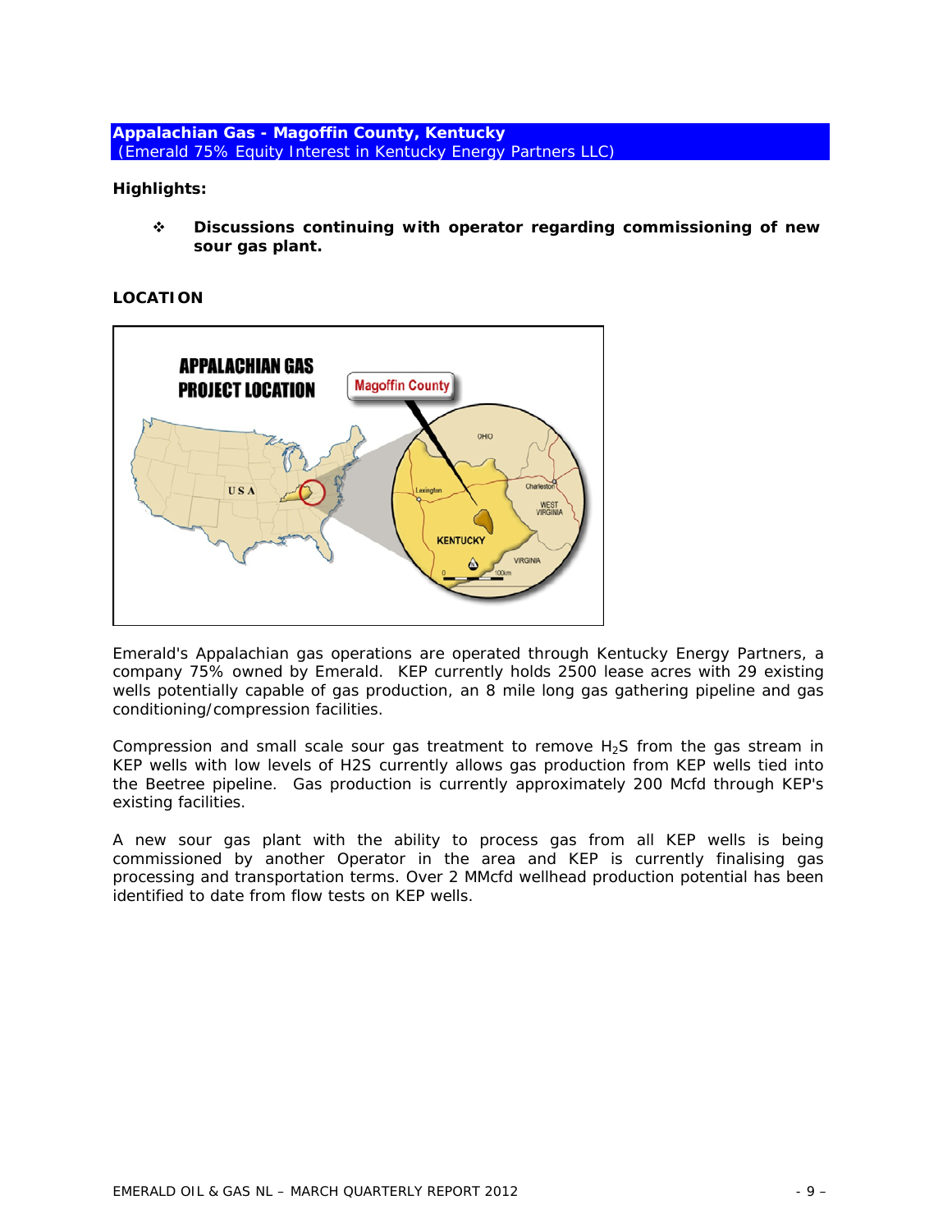## Appalachian Gas - Magoffin County, Kentucky
(Emerald 75% Equity Interest in Kentucky Energy Partners LLC)

**Highlights:**

- **Discussions continuing with operator regarding commissioning of new sour gas plant.**

**LOCATION**

APPALACHIAN GAS PROJECT LOCATION

Magoffin County

USA

OHIO

Lexington

Charleston

WEST VIRGINIA

KENTUCKY

VIRGINIA

0

100km

Emerald's Appalachian gas operations are operated through Kentucky Energy Partners, a company 75% owned by Emerald. KEP currently holds 2500 lease acres with 29 existing wells potentially capable of gas production, an 8 mile long gas gathering pipeline and gas conditioning/compression facilities.

Compression and small scale sour gas treatment to remove $H_2S$ from the gas stream in KEP wells with low levels of H2S currently allows gas production from KEP wells tied into the Beetree pipeline. Gas production is currently approximately 200 Mcfd through KEP's existing facilities.

A new sour gas plant with the ability to process gas from all KEP wells is being commissioned by another Operator in the area and KEP is currently finalising gas processing and transportation terms. Over 2 MMcfd wellhead production potential has been identified to date from flow tests on KEP wells.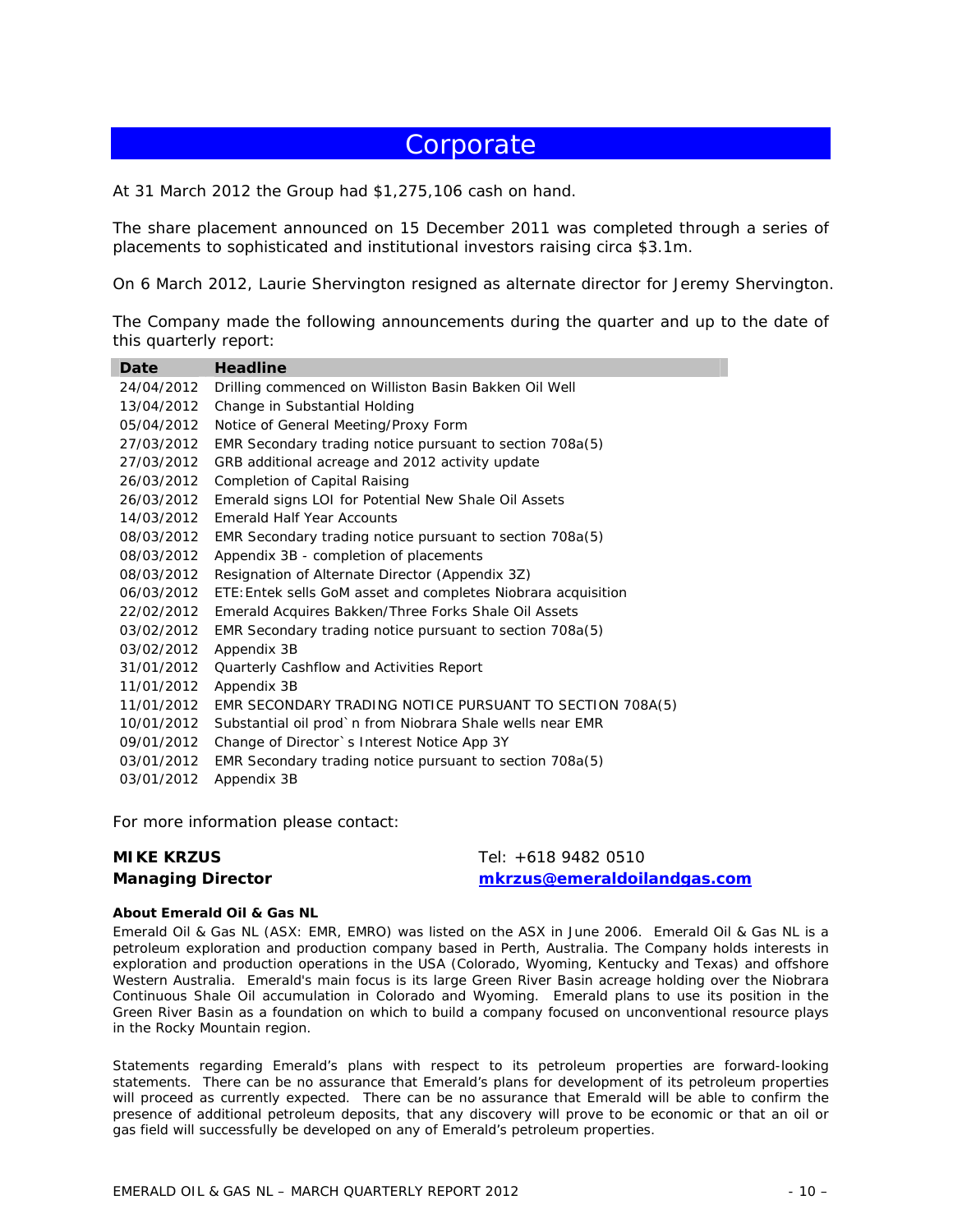# Corporate

At 31 March 2012 the Group had $1,275,106 cash on hand.

The share placement announced on 15 December 2011 was completed through a series of placements to sophisticated and institutional investors raising circa $3.1m.

On 6 March 2012, Laurie Shervington resigned as alternate director for Jeremy Shervington.

The Company made the following announcements during the quarter and up to the date of this quarterly report:

| Date | Headline |
|---|---|
| 24/04/2012 | Drilling commenced on Williston Basin Bakken Oil Well |
| 13/04/2012 | Change in Substantial Holding |
| 05/04/2012 | Notice of General Meeting/Proxy Form |
| 27/03/2012 | EMR Secondary trading notice pursuant to section 708a(5) |
| 27/03/2012 | GRB additional acreage and 2012 activity update |
| 26/03/2012 | Completion of Capital Raising |
| 26/03/2012 | Emerald signs LOI for Potential New Shale Oil Assets |
| 14/03/2012 | Emerald Half Year Accounts |
| 08/03/2012 | EMR Secondary trading notice pursuant to section 708a(5) |
| 08/03/2012 | Appendix 3B - completion of placements |
| 08/03/2012 | Resignation of Alternate Director (Appendix 3Z) |
| 06/03/2012 | ETE:Entek sells GoM asset and completes Niobrara acquisition |
| 22/02/2012 | Emerald Acquires Bakken/Three Forks Shale Oil Assets |
| 03/02/2012 | EMR Secondary trading notice pursuant to section 708a(5) |
| 03/02/2012 | Appendix 3B |
| 31/01/2012 | Quarterly Cashflow and Activities Report |
| 11/01/2012 | Appendix 3B |
| 11/01/2012 | EMR SECONDARY TRADING NOTICE PURSUANT TO SECTION 708A(5) |
| 10/01/2012 | Substantial oil prod`n from Niobrara Shale wells near EMR |
| 09/01/2012 | Change of Director`s Interest Notice App 3Y |
| 03/01/2012 | EMR Secondary trading notice pursuant to section 708a(5) |
| 03/01/2012 | Appendix 3B |

For more information please contact:

**MIKE KRZUS**
**Managing Director**

Tel: +618 9482 0510
**mkrzus@emeraldoilandgas.com**

**About Emerald Oil & Gas NL**

Emerald Oil & Gas NL (ASX: EMR, EMRO) was listed on the ASX in June 2006. Emerald Oil & Gas NL is a petroleum exploration and production company based in Perth, Australia. The Company holds interests in exploration and production operations in the USA (Colorado, Wyoming, Kentucky and Texas) and offshore Western Australia. Emerald's main focus is its large Green River Basin acreage holding over the Niobrara Continuous Shale Oil accumulation in Colorado and Wyoming. Emerald plans to use its position in the Green River Basin as a foundation on which to build a company focused on unconventional resource plays in the Rocky Mountain region.

Statements regarding Emerald's plans with respect to its petroleum properties are forward-looking statements. There can be no assurance that Emerald's plans for development of its petroleum properties will proceed as currently expected. There can be no assurance that Emerald will be able to confirm the presence of additional petroleum deposits, that any discovery will prove to be economic or that an oil or gas field will successfully be developed on any of Emerald's petroleum properties.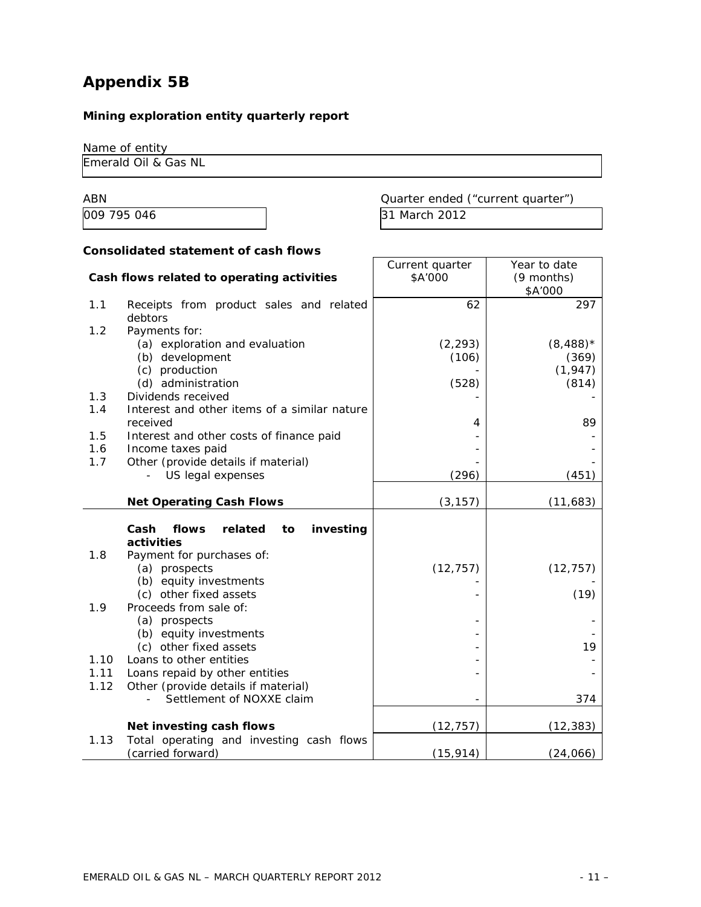# Appendix 5B

### Mining exploration entity quarterly report

Name of entity

| |
|---|
| Emerald Oil & Gas NL |

| ABN | Quarter ended ("current quarter") |
|---|---|
| 009 795 046 | 31 March 2012 |

### Consolidated statement of cash flows

| | Cash flows related to operating activities | Current quarter $A'000 | Year to date (9 months) $A'000 |
|---|---|---|---|
| 1.1 | Receipts from product sales and related debtors | 62 | 297 |
| 1.2 | Payments for: | | |
| | (a) exploration and evaluation | (2,293) | (8,488)* |
| | (b) development | (106) | (369) |
| | (c) production | - | (1,947) |
| | (d) administration | (528) | (814) |
| 1.3 | Dividends received | - | - |
| 1.4 | Interest and other items of a similar nature received | 4 | 89 |
| 1.5 | Interest and other costs of finance paid | - | - |
| 1.6 | Income taxes paid | - | - |
| 1.7 | Other (provide details if material) | - | - |
| | - US legal expenses | (296) | (451) |
| | **Net Operating Cash Flows** | (3,157) | (11,683) |
| | **Cash flows related to investing activities** | | |
| 1.8 | Payment for purchases of: | | |
| | (a) prospects | (12,757) | (12,757) |
| | (b) equity investments | - | - |
| | (c) other fixed assets | - | (19) |
| 1.9 | Proceeds from sale of: | | |
| | (a) prospects | - | - |
| | (b) equity investments | - | - |
| | (c) other fixed assets | - | 19 |
| 1.10 | Loans to other entities | - | - |
| 1.11 | Loans repaid by other entities | - | - |
| 1.12 | Other (provide details if material) | | |
| | - Settlement of NOXXE claim | - | 374 |
| | **Net investing cash flows** | (12,757) | (12,383) |
| 1.13 | Total operating and investing cash flows (carried forward) | (15,914) | (24,066) |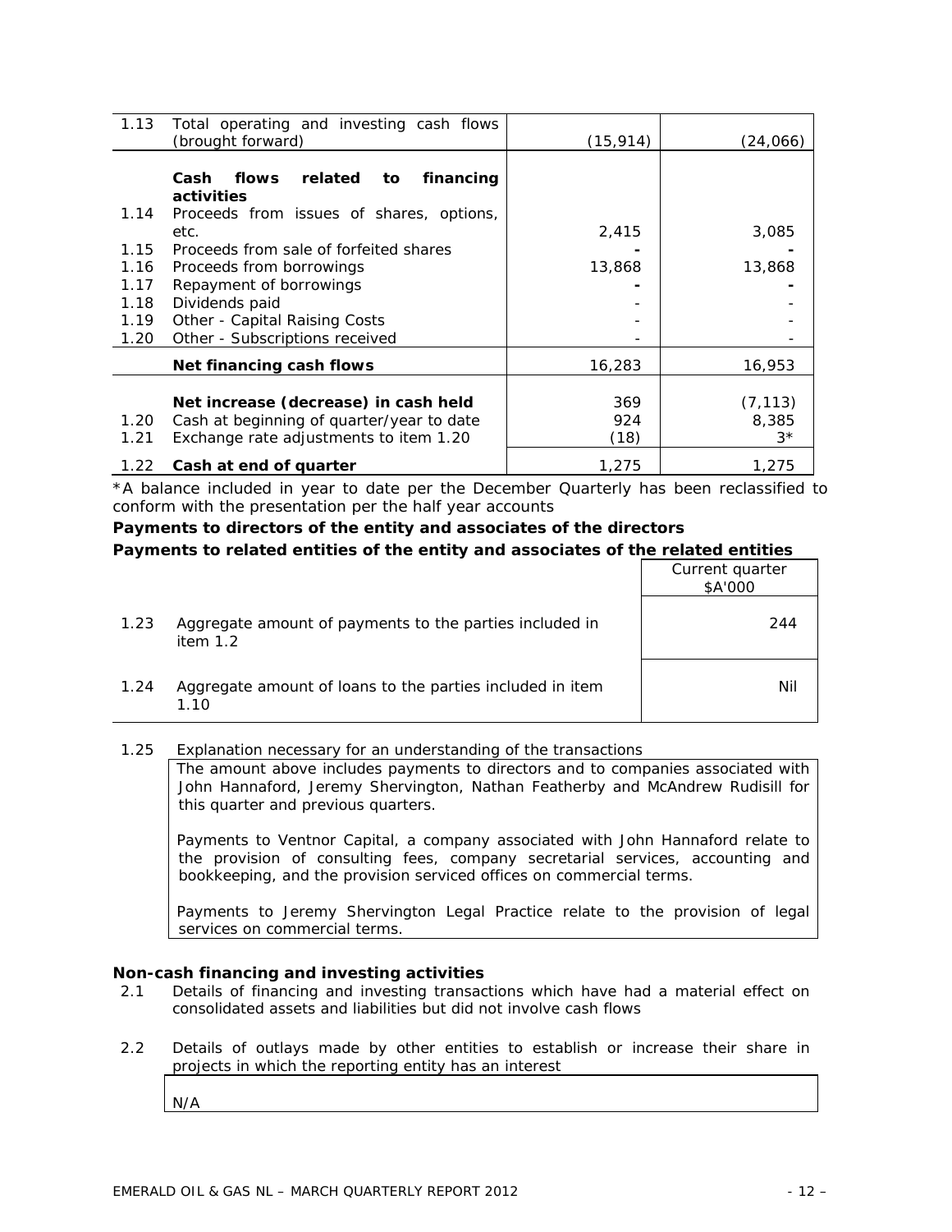| | | | |
|---|---|---|---|
| 1.13 | Total operating and investing cash flows (brought forward) | (15,914) | (24,066) |
| | **Cash flows related to financing activities** | | |
| 1.14 | Proceeds from issues of shares, options, etc. | 2,415 | 3,085 |
| 1.15 | Proceeds from sale of forfeited shares | - | - |
| 1.16 | Proceeds from borrowings | 13,868 | 13,868 |
| 1.17 | Repayment of borrowings | - | - |
| 1.18 | Dividends paid | - | - |
| 1.19 | Other - Capital Raising Costs | - | - |
| 1.20 | Other - Subscriptions received | - | - |
| | **Net financing cash flows** | 16,283 | 16,953 |
| | **Net increase (decrease) in cash held** | 369 | (7,113) |
| 1.20 | Cash at beginning of quarter/year to date | 924 | 8,385 |
| 1.21 | Exchange rate adjustments to item 1.20 | (18) | 3* |
| 1.22 | **Cash at end of quarter** | 1,275 | 1,275 |

*A balance included in year to date per the December Quarterly has been reclassified to conform with the presentation per the half year accounts

**Payments to directors of the entity and associates of the directors**
**Payments to related entities of the entity and associates of the related entities**

| | | Current quarter $A'000 |
|---|---|---|
| 1.23 | Aggregate amount of payments to the parties included in item 1.2 | 244 |
| 1.24 | Aggregate amount of loans to the parties included in item 1.10 | Nil |

1.25 Explanation necessary for an understanding of the transactions

The amount above includes payments to directors and to companies associated with John Hannaford, Jeremy Shervington, Nathan Featherby and McAndrew Rudisill for this quarter and previous quarters.

Payments to Ventnor Capital, a company associated with John Hannaford relate to the provision of consulting fees, company secretarial services, accounting and bookkeeping, and the provision serviced offices on commercial terms.

Payments to Jeremy Shervington Legal Practice relate to the provision of legal services on commercial terms.

**Non-cash financing and investing activities**

2.1 Details of financing and investing transactions which have had a material effect on consolidated assets and liabilities but did not involve cash flows

2.2 Details of outlays made by other entities to establish or increase their share in projects in which the reporting entity has an interest

N/A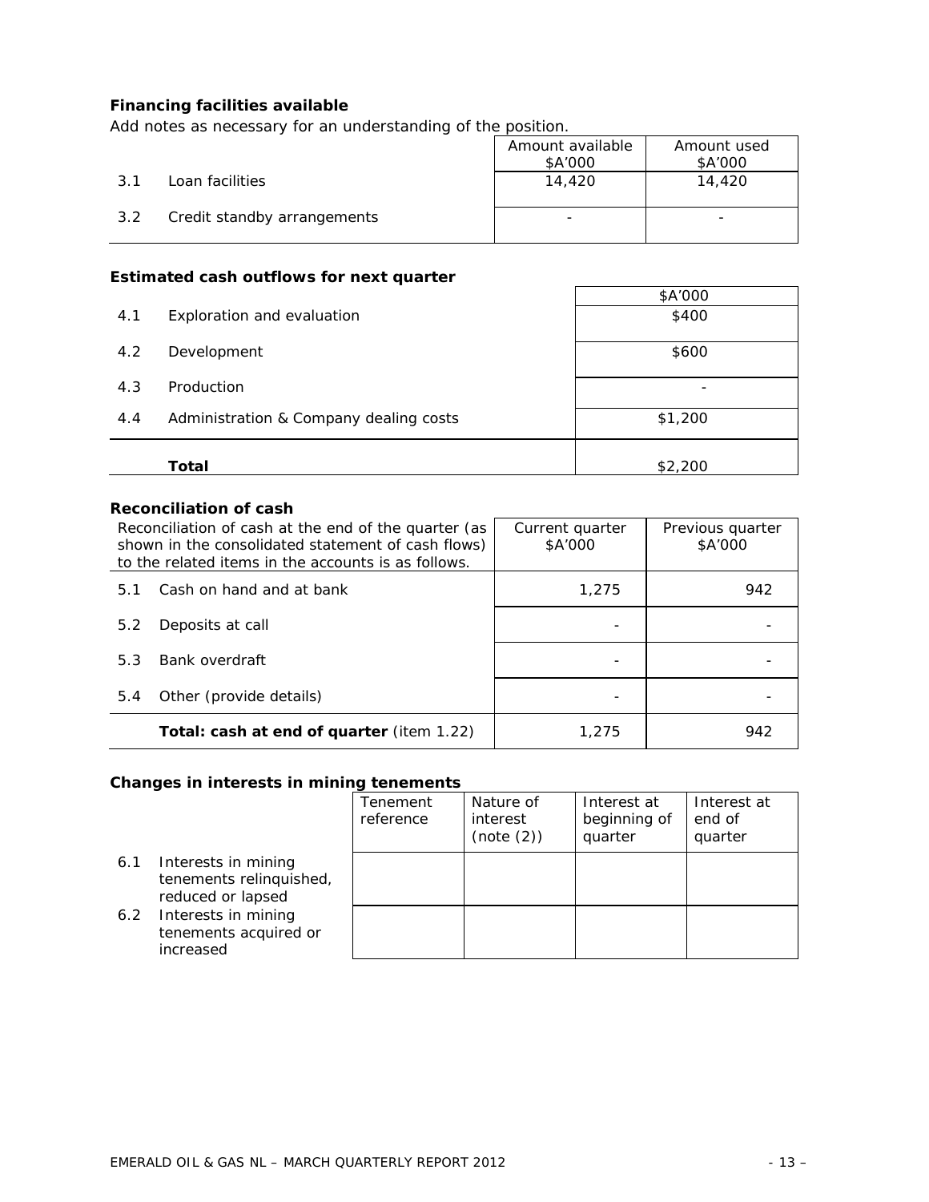**Financing facilities available**

Add notes as necessary for an understanding of the position.

| | | Amount available $A'000 | Amount used $A'000 |
|---|---|---|---|
| 3.1 | Loan facilities | 14,420 | 14,420 |
| 3.2 | Credit standby arrangements | - | - |

**Estimated cash outflows for next quarter**

| | | $A'000 |
|---|---|---|
| 4.1 | Exploration and evaluation | $400 |
| 4.2 | Development | $600 |
| 4.3 | Production | - |
| 4.4 | Administration & Company dealing costs | $1,200 |
| | **Total** | $2,200 |

**Reconciliation of cash**

| Reconciliation of cash at the end of the quarter (as shown in the consolidated statement of cash flows) to the related items in the accounts is as follows. | | Current quarter $A'000 | Previous quarter $A'000 |
|---|---|---|---|
| 5.1 | Cash on hand and at bank | 1,275 | 942 |
| 5.2 | Deposits at call | - | - |
| 5.3 | Bank overdraft | - | - |
| 5.4 | Other (provide details) | - | - |
| | **Total: cash at end of quarter** (item 1.22) | 1,275 | 942 |

**Changes in interests in mining tenements**

| | | Tenement reference | Nature of interest (note (2)) | Interest at beginning of quarter | Interest at end of quarter |
|---|---|---|---|---|---|
| 6.1 | Interests in mining tenements relinquished, reduced or lapsed | | | | |
| 6.2 | Interests in mining tenements acquired or increased | | | | |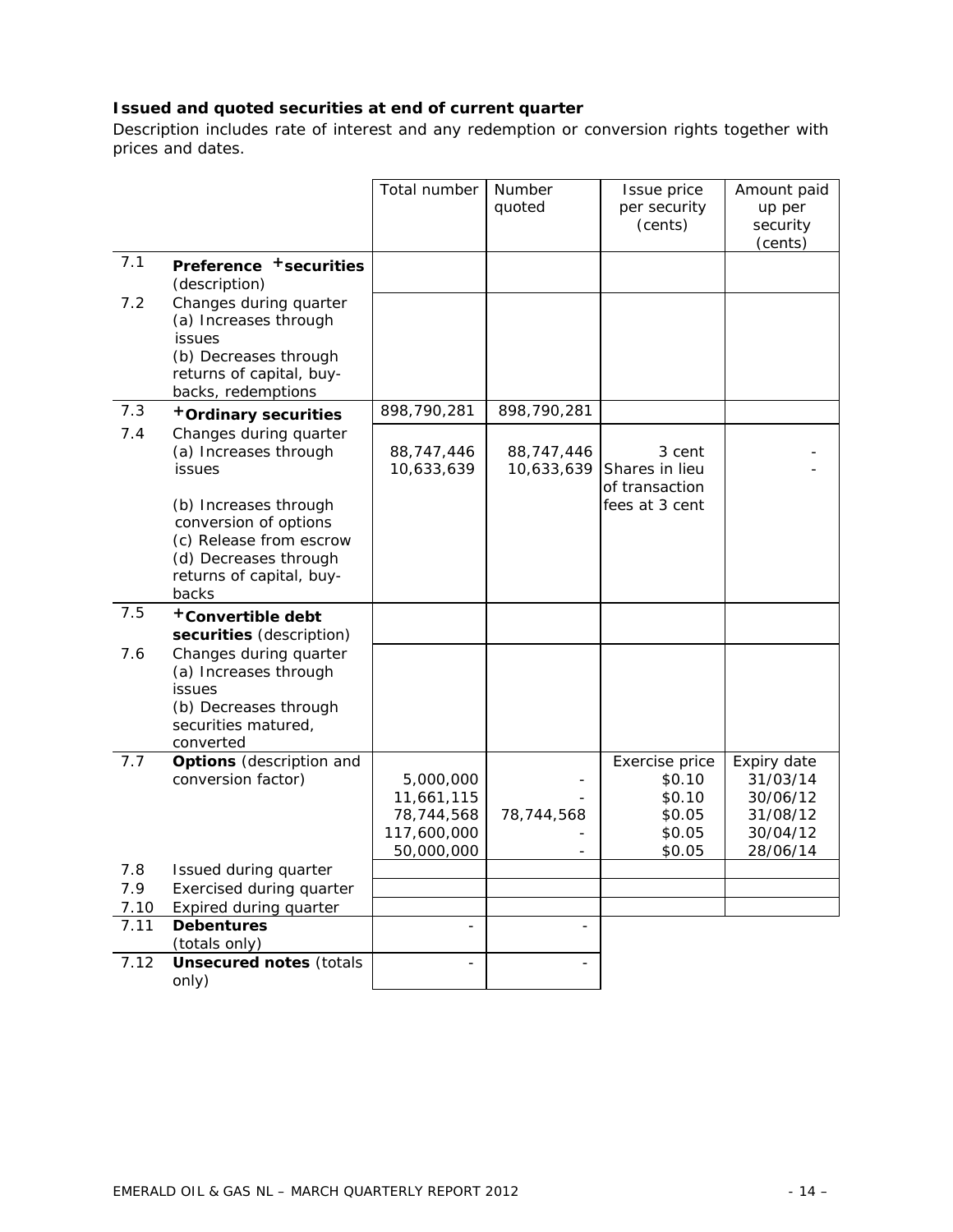**Issued and quoted securities at end of current quarter**

Description includes rate of interest and any redemption or conversion rights together with prices and dates.

| | | Total number | Number quoted | Issue price per security (cents) | Amount paid up per security (cents) |
|---|---|---|---|---|---|
| 7.1 | **Preference +securities** (description) | | | | |
| 7.2 | Changes during quarter (a) Increases through issues (b) Decreases through returns of capital, buy-backs, redemptions | | | | |
| 7.3 | **+Ordinary securities** | 898,790,281 | 898,790,281 | | |
| 7.4 | Changes during quarter (a) Increases through issues (b) Increases through conversion of options (c) Release from escrow (d) Decreases through returns of capital, buy-backs | 88,747,446<br>10,633,639 | 88,747,446<br>10,633,639 | 3 cent<br>Shares in lieu of transaction fees at 3 cent | -<br>- |
| 7.5 | **+Convertible debt securities** (description) | | | | |
| 7.6 | Changes during quarter (a) Increases through issues (b) Decreases through securities matured, converted | | | | |
| 7.7 | **Options** (description and conversion factor) | 5,000,000<br>11,661,115<br>78,744,568<br>117,600,000<br>50,000,000 | -<br>-<br>78,744,568<br>-<br>- | Exercise price<br>$0.10<br>$0.10<br>$0.05<br>$0.05<br>$0.05 | Expiry date<br>31/03/14<br>30/06/12<br>31/08/12<br>30/04/12<br>28/06/14 |
| 7.8 | Issued during quarter | | | | |
| 7.9 | Exercised during quarter | | | | |
| 7.10 | Expired during quarter | | | | |
| 7.11 | **Debentures** (totals only) | - | - | | |
| 7.12 | **Unsecured notes** (totals only) | - | - | | |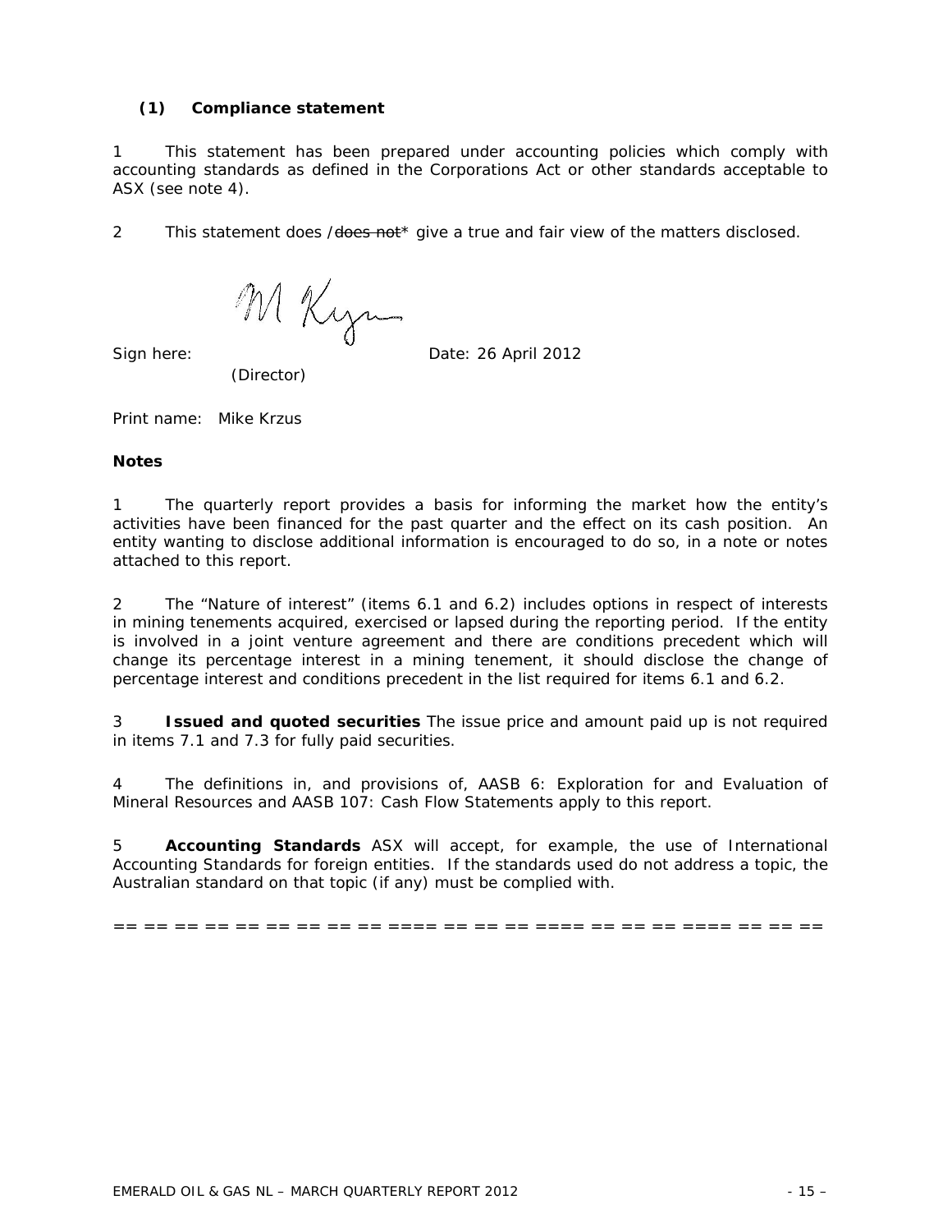## (1) Compliance statement

1 This statement has been prepared under accounting policies which comply with accounting standards as defined in the Corporations Act or other standards acceptable to ASX (see note 4).

2 This statement does /~~does not~~* give a true and fair view of the matters disclosed.

Sign here: (Director) Date: 26 April 2012

Print name: Mike Krzus

**Notes**

1 The quarterly report provides a basis for informing the market how the entity's activities have been financed for the past quarter and the effect on its cash position. An entity wanting to disclose additional information is encouraged to do so, in a note or notes attached to this report.

2 The "Nature of interest" (items 6.1 and 6.2) includes options in respect of interests in mining tenements acquired, exercised or lapsed during the reporting period. If the entity is involved in a joint venture agreement and there are conditions precedent which will change its percentage interest in a mining tenement, it should disclose the change of percentage interest and conditions precedent in the list required for items 6.1 and 6.2.

3 **Issued and quoted securities** The issue price and amount paid up is not required in items 7.1 and 7.3 for fully paid securities.

4 The definitions in, and provisions of, AASB 6: Exploration for and Evaluation of Mineral Resources and AASB 107: Cash Flow Statements apply to this report.

5 **Accounting Standards** ASX will accept, for example, the use of International Accounting Standards for foreign entities. If the standards used do not address a topic, the Australian standard on that topic (if any) must be complied with.

== == == == == == == == == ==== == == == ==== == == == ==== == == ==